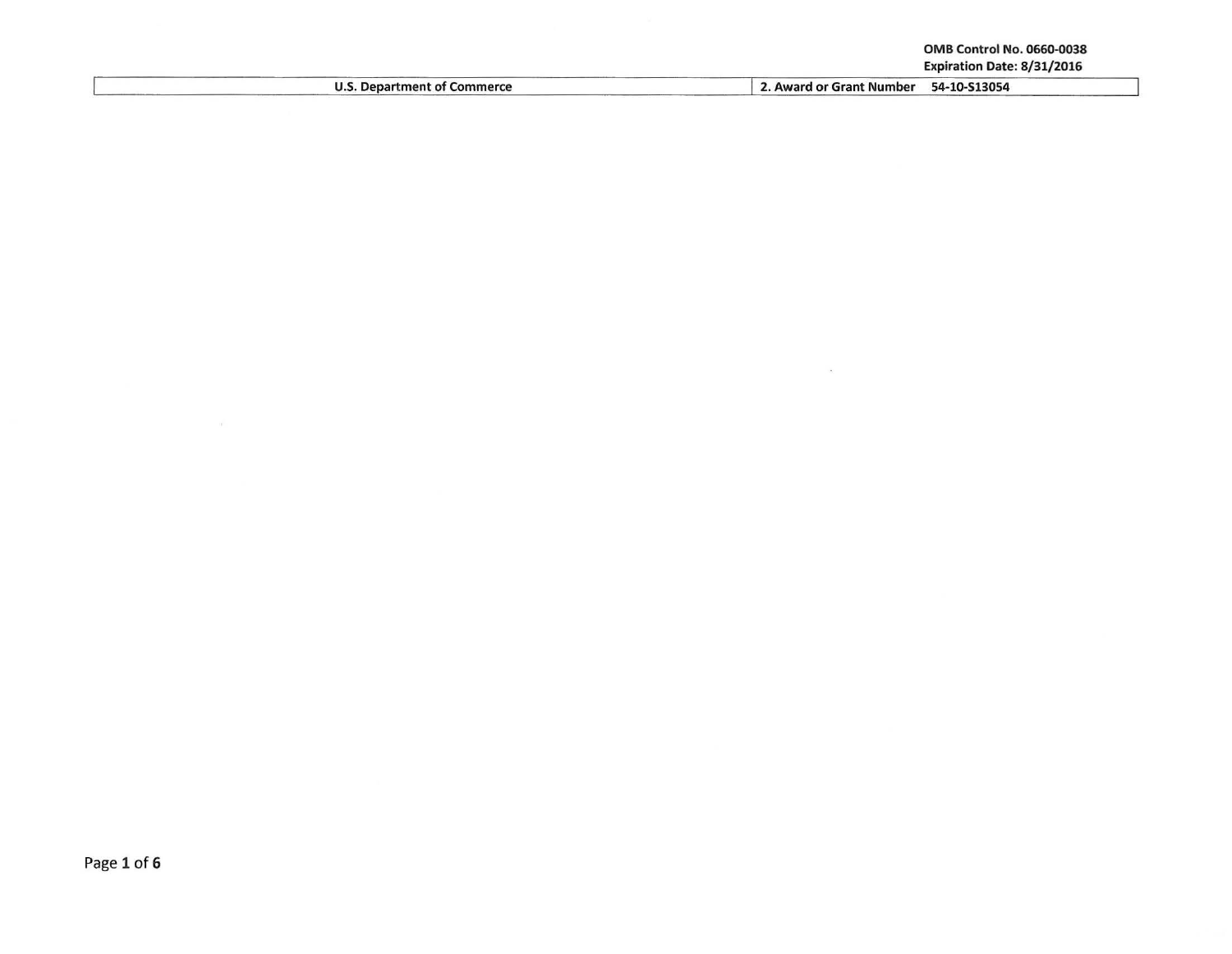OMB Control No. 0660-0038
Expiration Date: 8/31/2016

| U.S. Department of Commerce | 2. Award or Grant Number 54-10-S13054 |
| --- | --- |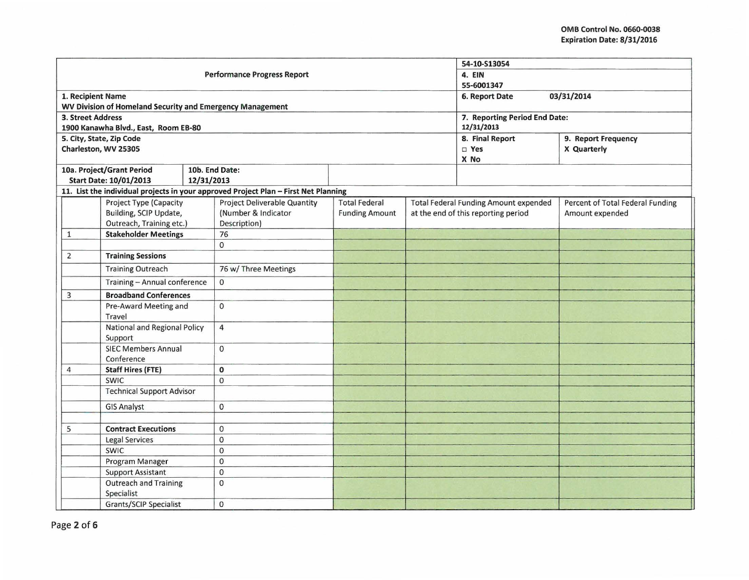OMB Control No. 0660-0038
Expiration Date: 8/31/2016

| Performance Progress Report | | 54-10-S13054<br>4. EIN<br>55-6001347 | |
|---|---|---|---|
| 1. Recipient Name<br>WV Division of Homeland Security and Emergency Management | | 6. Report Date 03/31/2014 | |
| 3. Street Address<br>1900 Kanawha Blvd., East, Room EB-80 | | 7. Reporting Period End Date:<br>12/31/2013 | |
| 5. City, State, Zip Code<br>Charleston, WV 25305 | | 8. Final Report<br>□ Yes<br>X No | 9. Report Frequency<br>X Quarterly |
| 10a. Project/Grant Period<br>Start Date: 10/01/2013 | 10b. End Date:<br>12/31/2013 | | |

**11. List the individual projects in your approved Project Plan – First Net Planning**

| | Project Type (Capacity Building, SCIP Update, Outreach, Training etc.) | Project Deliverable Quantity (Number & Indicator Description) | Total Federal Funding Amount | Total Federal Funding Amount expended at the end of this reporting period | Percent of Total Federal Funding Amount expended |
|---|---|---|---|---|---|
| 1 | **Stakeholder Meetings** | 76 | | | |
| | | 0 | | | |
| 2 | **Training Sessions** | | | | |
| | Training Outreach | 76 w/ Three Meetings | | | |
| | Training – Annual conference | 0 | | | |
| 3 | **Broadband Conferences** | | | | |
| | Pre-Award Meeting and Travel | 0 | | | |
| | National and Regional Policy Support | 4 | | | |
| | SIEC Members Annual Conference | 0 | | | |
| 4 | **Staff Hires (FTE)** | **0** | | | |
| | SWIC | 0 | | | |
| | Technical Support Advisor | | | | |
| | GIS Analyst | 0 | | | |
| | | | | | |
| 5 | **Contract Executions** | 0 | | | |
| | Legal Services | 0 | | | |
| | SWIC | 0 | | | |
| | Program Manager | 0 | | | |
| | Support Assistant | 0 | | | |
| | Outreach and Training Specialist | 0 | | | |
| | Grants/SCIP Specialist | 0 | | | |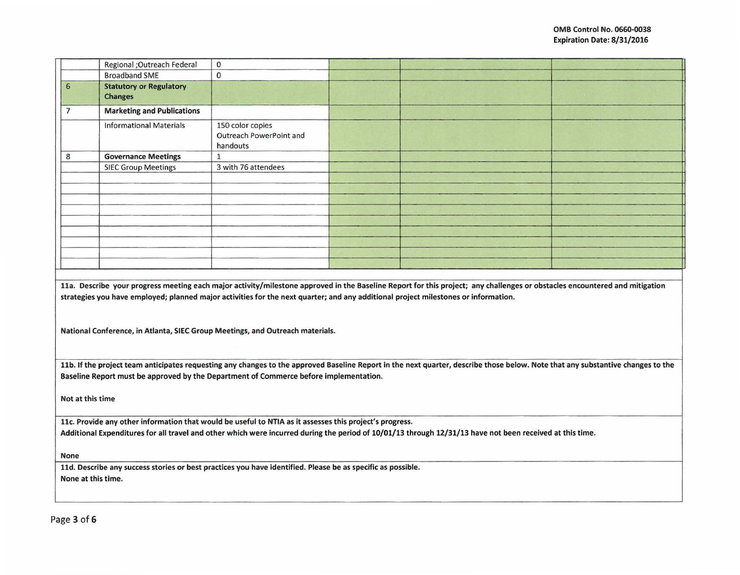| | | | | | |
|---|---|---|---|---|---|
| | Regional ;Outreach Federal | 0 | | | |
| | Broadband SME | 0 | | | |
| 6 | **Statutory or Regulatory Changes** | | | | |
| 7 | **Marketing and Publications** | | | | |
| | Informational Materials | 150 color copies Outreach PowerPoint and handouts | | | |
| 8 | **Governance Meetings** | 1 | | | |
| | SIEC Group Meetings | 3 with 76 attendees | | | |
| | | | | | |
| | | | | | |
| | | | | | |
| | | | | | |
| | | | | | |
| | | | | | |
| | | | | | |
| | | | | | |

**11a. Describe your progress meeting each major activity/milestone approved in the Baseline Report for this project; any challenges or obstacles encountered and mitigation strategies you have employed; planned major activities for the next quarter; and any additional project milestones or information.**

**National Conference, in Atlanta, SIEC Group Meetings, and Outreach materials.**

**11b. If the project team anticipates requesting any changes to the approved Baseline Report in the next quarter, describe those below. Note that any substantive changes to the Baseline Report must be approved by the Department of Commerce before implementation.**

**Not at this time**

**11c. Provide any other information that would be useful to NTIA as it assesses this project's progress.**
**Additional Expenditures for all travel and other which were incurred during the period of 10/01/13 through 12/31/13 have not been received at this time.**

**None**

**11d. Describe any success stories or best practices you have identified. Please be as specific as possible.**
**None at this time.**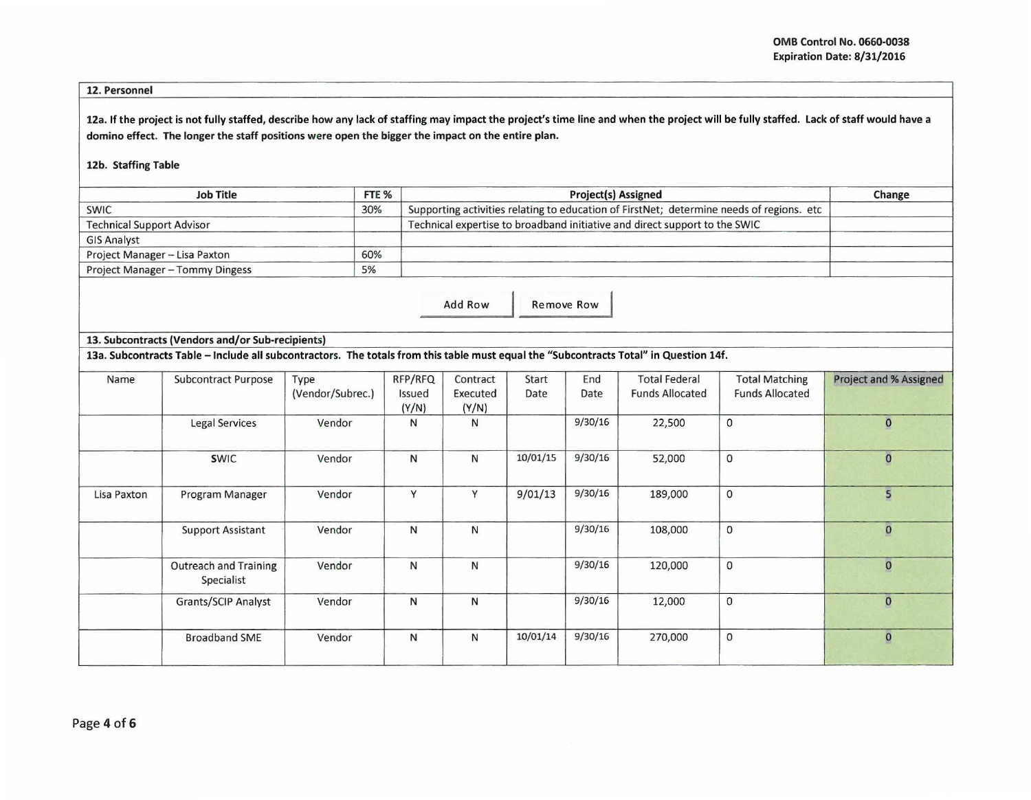OMB Control No. 0660-0038
Expiration Date: 8/31/2016

## 12. Personnel

**12a. If the project is not fully staffed, describe how any lack of staffing may impact the project's time line and when the project will be fully staffed. Lack of staff would have a domino effect. The longer the staff positions were open the bigger the impact on the entire plan.**

**12b. Staffing Table**

| Job Title | FTE % | Project(s) Assigned | Change |
|---|---|---|---|
| SWIC | 30% | Supporting activities relating to education of FirstNet; determine needs of regions. etc | |
| Technical Support Advisor | | Technical expertise to broadband initiative and direct support to the SWIC | |
| GIS Analyst | | | |
| Project Manager – Lisa Paxton | 60% | | |
| Project Manager – Tommy Dingess | 5% | | |

Add Row | Remove Row

## 13. Subcontracts (Vendors and/or Sub-recipients)

**13a. Subcontracts Table – Include all subcontractors. The totals from this table must equal the "Subcontracts Total" in Question 14f.**

| Name | Subcontract Purpose | Type (Vendor/Subrec.) | RFP/RFQ Issued (Y/N) | Contract Executed (Y/N) | Start Date | End Date | Total Federal Funds Allocated | Total Matching Funds Allocated | Project and % Assigned |
|---|---|---|---|---|---|---|---|---|---|
| | Legal Services | Vendor | N | N | | 9/30/16 | 22,500 | 0 | 0 |
| | SWIC | Vendor | N | N | 10/01/15 | 9/30/16 | 52,000 | 0 | 0 |
| Lisa Paxton | Program Manager | Vendor | Y | Y | 9/01/13 | 9/30/16 | 189,000 | 0 | 5 |
| | Support Assistant | Vendor | N | N | | 9/30/16 | 108,000 | 0 | 0 |
| | Outreach and Training Specialist | Vendor | N | N | | 9/30/16 | 120,000 | 0 | 0 |
| | Grants/SCIP Analyst | Vendor | N | N | | 9/30/16 | 12,000 | 0 | 0 |
| | Broadband SME | Vendor | N | N | 10/01/14 | 9/30/16 | 270,000 | 0 | 0 |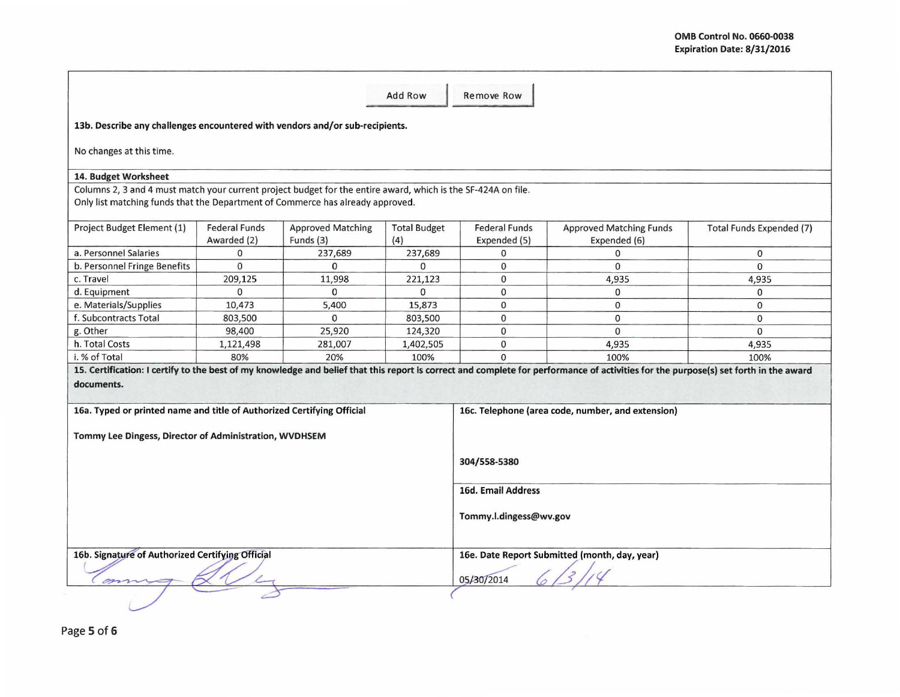OMB Control No. 0660-0038
Expiration Date: 8/31/2016

Add Row | Remove Row

**13b. Describe any challenges encountered with vendors and/or sub-recipients.**

No changes at this time.

**14. Budget Worksheet**

Columns 2, 3 and 4 must match your current project budget for the entire award, which is the SF-424A on file.
Only list matching funds that the Department of Commerce has already approved.

| Project Budget Element (1) | Federal Funds Awarded (2) | Approved Matching Funds (3) | Total Budget (4) | Federal Funds Expended (5) | Approved Matching Funds Expended (6) | Total Funds Expended (7) |
|---|---|---|---|---|---|---|
| a. Personnel Salaries | 0 | 237,689 | 237,689 | 0 | 0 | 0 |
| b. Personnel Fringe Benefits | 0 | 0 | 0 | 0 | 0 | 0 |
| c. Travel | 209,125 | 11,998 | 221,123 | 0 | 4,935 | 4,935 |
| d. Equipment | 0 | 0 | 0 | 0 | 0 | 0 |
| e. Materials/Supplies | 10,473 | 5,400 | 15,873 | 0 | 0 | 0 |
| f. Subcontracts Total | 803,500 | 0 | 803,500 | 0 | 0 | 0 |
| g. Other | 98,400 | 25,920 | 124,320 | 0 | 0 | 0 |
| h. Total Costs | 1,121,498 | 281,007 | 1,402,505 | 0 | 4,935 | 4,935 |
| i. % of Total | 80% | 20% | 100% | 0 | 100% | 100% |

**15. Certification: I certify to the best of my knowledge and belief that this report is correct and complete for performance of activities for the purpose(s) set forth in the award documents.**

**16a. Typed or printed name and title of Authorized Certifying Official**

**Tommy Lee Dingess, Director of Administration, WVDHSEM**

**16b. Signature of Authorized Certifying Official**

[Signature]

**16c. Telephone (area code, number, and extension)**

**304/558-5380**

**16d. Email Address**

**Tommy.l.dingess@wv.gov**

**16e. Date Report Submitted (month, day, year)**

~~05/30/2014~~ 6/3/14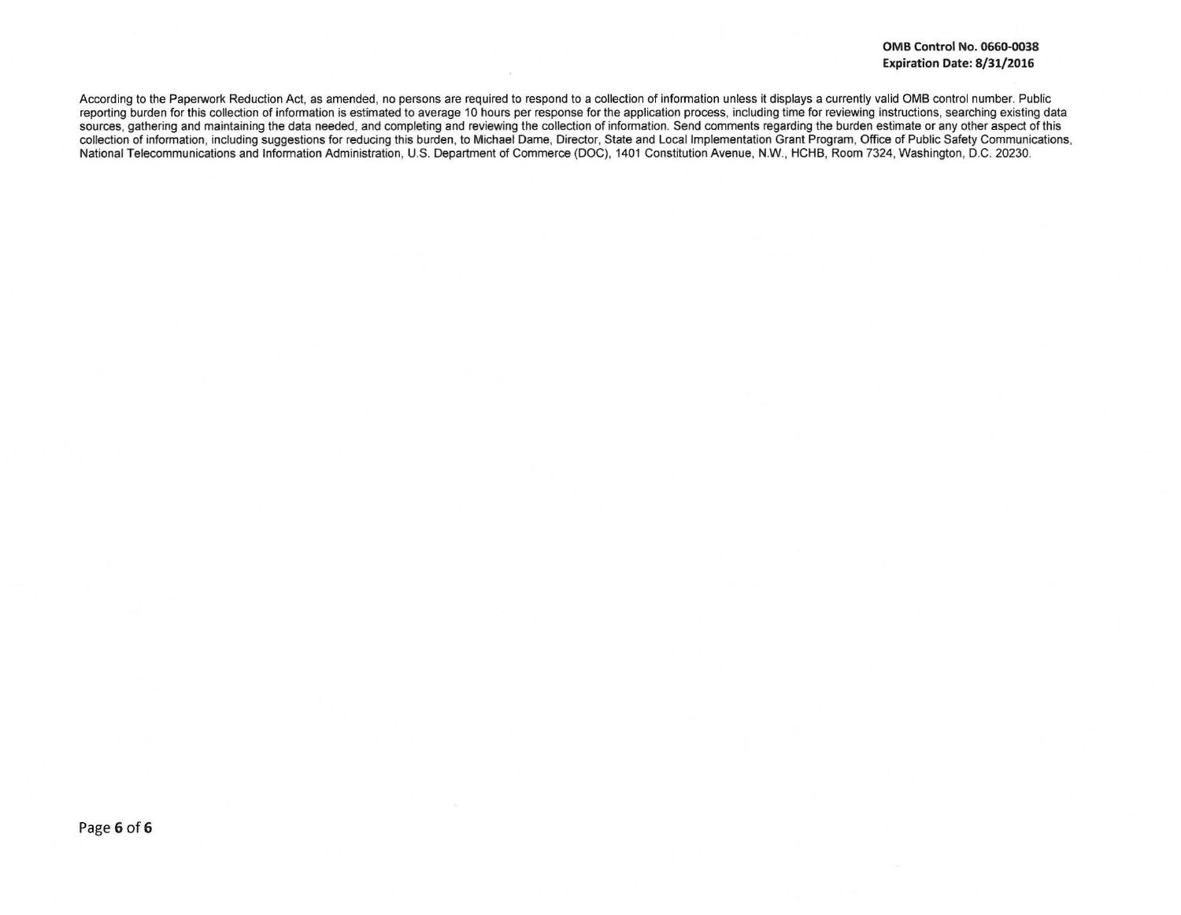**OMB Control No. 0660-0038**
**Expiration Date: 8/31/2016**

According to the Paperwork Reduction Act, as amended, no persons are required to respond to a collection of information unless it displays a currently valid OMB control number. Public reporting burden for this collection of information is estimated to average 10 hours per response for the application process, including time for reviewing instructions, searching existing data sources, gathering and maintaining the data needed, and completing and reviewing the collection of information. Send comments regarding the burden estimate or any other aspect of this collection of information, including suggestions for reducing this burden, to Michael Dame, Director, State and Local Implementation Grant Program, Office of Public Safety Communications, National Telecommunications and Information Administration, U.S. Department of Commerce (DOC), 1401 Constitution Avenue, N.W., HCHB, Room 7324, Washington, D.C. 20230.